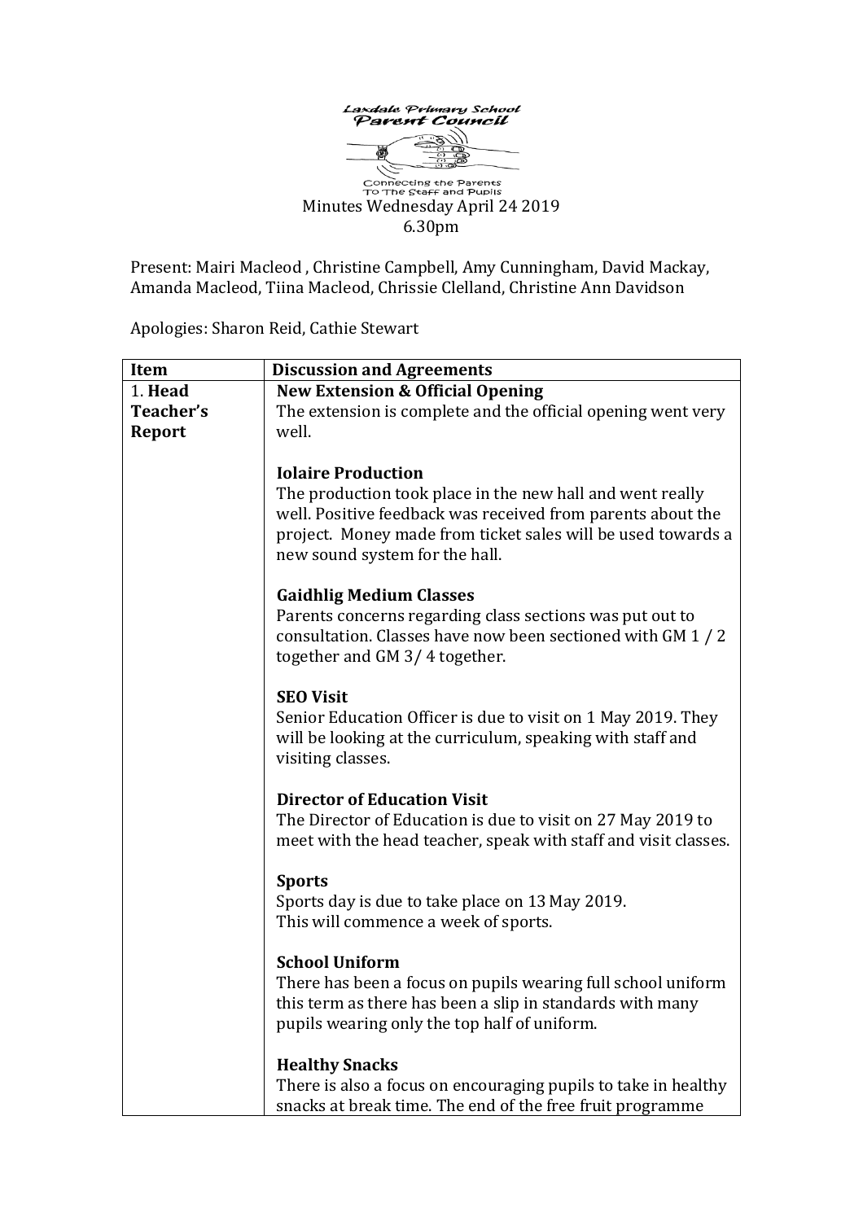Laxdale Primary School
Parent Council

Connecting the Parents
To The Staff and Pupils

Minutes Wednesday April 24 2019
6.30pm

Present: Mairi Macleod , Christine Campbell, Amy Cunningham, David Mackay, Amanda Macleod, Tiina Macleod, Chrissie Clelland, Christine Ann Davidson

Apologies: Sharon Reid, Cathie Stewart

| Item | Discussion and Agreements |
| --- | --- |
| 1. **Head Teacher's Report** | **New Extension & Official Opening**<br>The extension is complete and the official opening went very well.<br><br>**Iolaire Production**<br>The production took place in the new hall and went really well. Positive feedback was received from parents about the project. Money made from ticket sales will be used towards a new sound system for the hall.<br><br>**Gaidhlig Medium Classes**<br>Parents concerns regarding class sections was put out to consultation. Classes have now been sectioned with GM 1 / 2 together and GM 3/ 4 together.<br><br>**SEO Visit**<br>Senior Education Officer is due to visit on 1 May 2019. They will be looking at the curriculum, speaking with staff and visiting classes.<br><br>**Director of Education Visit**<br>The Director of Education is due to visit on 27 May 2019 to meet with the head teacher, speak with staff and visit classes.<br><br>**Sports**<br>Sports day is due to take place on 13 May 2019.<br>This will commence a week of sports.<br><br>**School Uniform**<br>There has been a focus on pupils wearing full school uniform this term as there has been a slip in standards with many pupils wearing only the top half of uniform.<br><br>**Healthy Snacks**<br>There is also a focus on encouraging pupils to take in healthy snacks at break time. The end of the free fruit programme |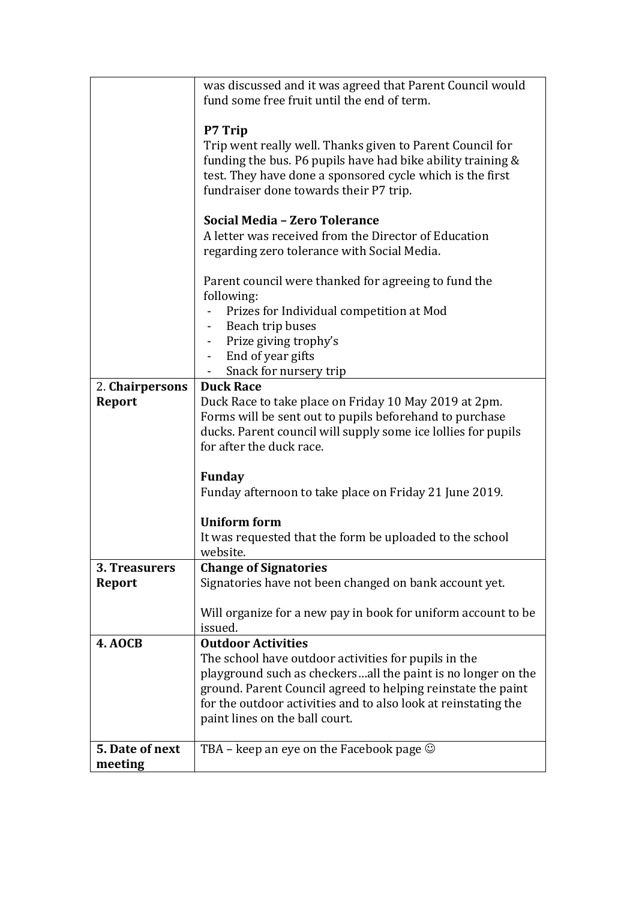| | |
|---|---|
| | was discussed and it was agreed that Parent Council would fund some free fruit until the end of term.<br><br>**P7 Trip**<br>Trip went really well. Thanks given to Parent Council for funding the bus. P6 pupils have had bike ability training & test. They have done a sponsored cycle which is the first fundraiser done towards their P7 trip.<br><br>**Social Media – Zero Tolerance**<br>A letter was received from the Director of Education regarding zero tolerance with Social Media.<br><br>Parent council were thanked for agreeing to fund the following:<br>- Prizes for Individual competition at Mod<br>- Beach trip buses<br>- Prize giving trophy's<br>- End of year gifts<br>- Snack for nursery trip |
| 2. **Chairpersons Report** | **Duck Race**<br>Duck Race to take place on Friday 10 May 2019 at 2pm. Forms will be sent out to pupils beforehand to purchase ducks. Parent council will supply some ice lollies for pupils for after the duck race.<br><br>**Funday**<br>Funday afternoon to take place on Friday 21 June 2019.<br><br>**Uniform form**<br>It was requested that the form be uploaded to the school website. |
| **3. Treasurers Report** | **Change of Signatories**<br>Signatories have not been changed on bank account yet.<br><br>Will organize for a new pay in book for uniform account to be issued. |
| **4. AOCB** | **Outdoor Activities**<br>The school have outdoor activities for pupils in the playground such as checkers…all the paint is no longer on the ground. Parent Council agreed to helping reinstate the paint for the outdoor activities and to also look at reinstating the paint lines on the ball court. |
| **5. Date of next meeting** | TBA – keep an eye on the Facebook page ☺ |